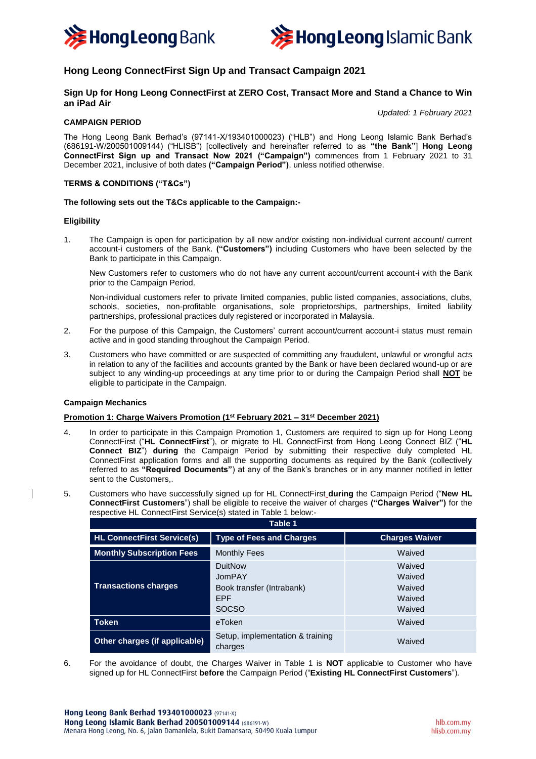# Hong Leong ConnectFirst Sign Up and Transact Campaign 2021

## Sign Up for Hong Leong ConnectFirst at ZERO Cost, Transact More and Stand a Chance to Win an iPad Air

*Updated: 1 February 2021*

**CAMPAIGN PERIOD**

The Hong Leong Bank Berhad's (97141-X/193401000023) ("HLB") and Hong Leong Islamic Bank Berhad's (686191-W/200501009144) ("HLISB") [collectively and hereinafter referred to as **"the Bank"**] **Hong Leong ConnectFirst Sign up and Transact Now 2021 ("Campaign")** commences from 1 February 2021 to 31 December 2021, inclusive of both dates **("Campaign Period")**, unless notified otherwise.

**TERMS & CONDITIONS ("T&Cs")**

**The following sets out the T&Cs applicable to the Campaign:-**

**Eligibility**

1. The Campaign is open for participation by all new and/or existing non-individual current account/ current account-i customers of the Bank. **("Customers")** including Customers who have been selected by the Bank to participate in this Campaign.

   New Customers refer to customers who do not have any current account/current account-i with the Bank prior to the Campaign Period.

   Non-individual customers refer to private limited companies, public listed companies, associations, clubs, schools, societies, non-profitable organisations, sole proprietorships, partnerships, limited liability partnerships, professional practices duly registered or incorporated in Malaysia.

2. For the purpose of this Campaign, the Customers' current account/current account-i status must remain active and in good standing throughout the Campaign Period.

3. Customers who have committed or are suspected of committing any fraudulent, unlawful or wrongful acts in relation to any of the facilities and accounts granted by the Bank or have been declared wound-up or are subject to any winding-up proceedings at any time prior to or during the Campaign Period shall **NOT** be eligible to participate in the Campaign.

**Campaign Mechanics**

**Promotion 1: Charge Waivers Promotion (1st February 2021 – 31st December 2021)**

4. In order to participate in this Campaign Promotion 1, Customers are required to sign up for Hong Leong ConnectFirst ("**HL ConnectFirst**"), or migrate to HL ConnectFirst from Hong Leong Connect BIZ ("**HL Connect BIZ**") **during** the Campaign Period by submitting their respective duly completed HL ConnectFirst application forms and all the supporting documents as required by the Bank (collectively referred to as **"Required Documents"**) at any of the Bank's branches or in any manner notified in letter sent to the Customers,.

5. Customers who have successfully signed up for HL ConnectFirst **during** the Campaign Period ("**New HL ConnectFirst Customers**") shall be eligible to receive the waiver of charges **("Charges Waiver")** for the respective HL ConnectFirst Service(s) stated in Table 1 below:-

**Table 1**

| HL ConnectFirst Service(s) | Type of Fees and Charges | Charges Waiver |
|---|---|---|
| **Monthly Subscription Fees** | Monthly Fees | Waived |
| **Transactions charges** | DuitNow | Waived |
| | JomPAY | Waived |
| | Book transfer (Intrabank) | Waived |
| | EPF | Waived |
| | SOCSO | Waived |
| **Token** | eToken | Waived |
| **Other charges (if applicable)** | Setup, implementation & training charges | Waived |

6. For the avoidance of doubt, the Charges Waiver in Table 1 is **NOT** applicable to Customer who have signed up for HL ConnectFirst **before** the Campaign Period ("**Existing HL ConnectFirst Customers**").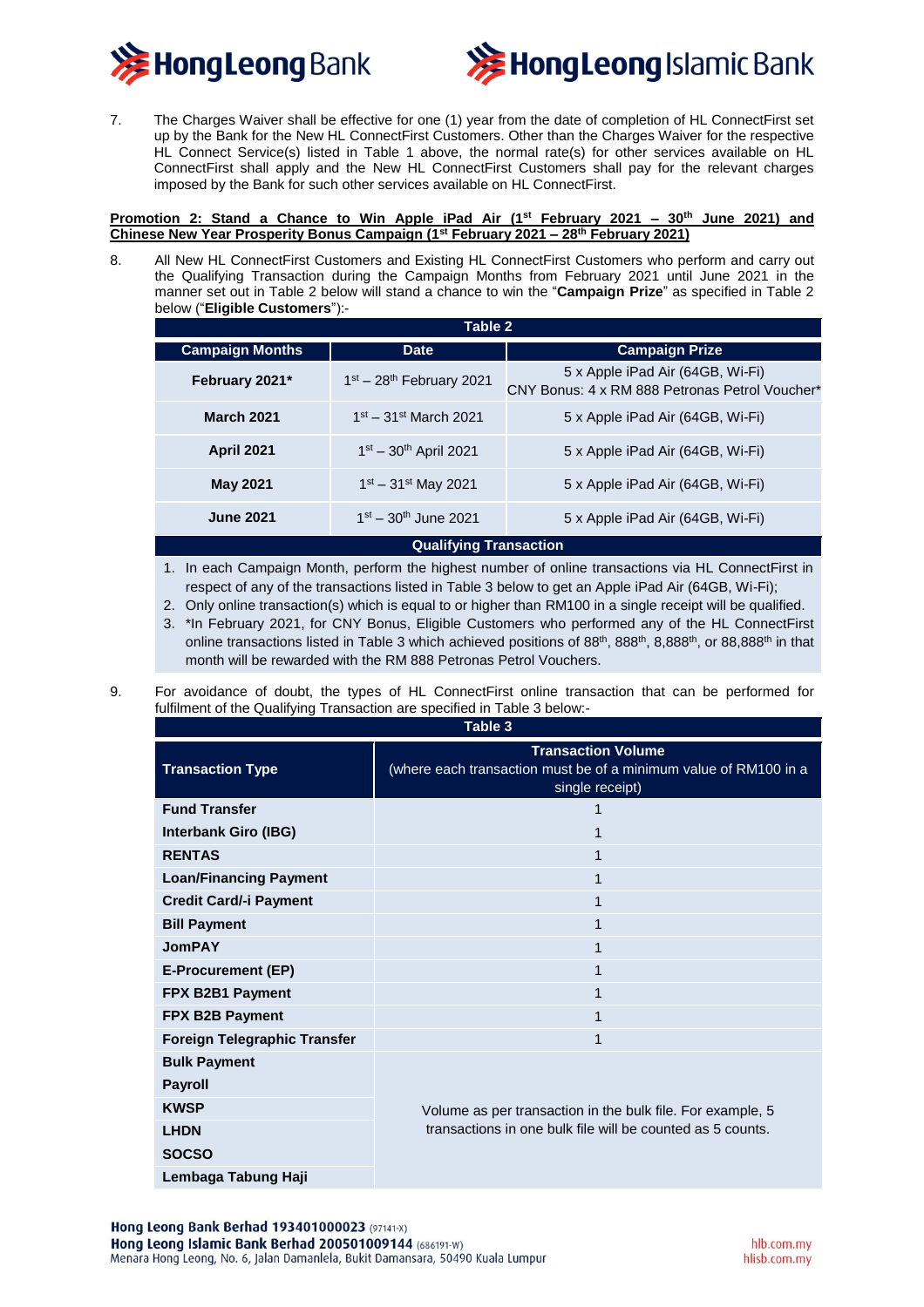7. The Charges Waiver shall be effective for one (1) year from the date of completion of HL ConnectFirst set up by the Bank for the New HL ConnectFirst Customers. Other than the Charges Waiver for the respective HL Connect Service(s) listed in Table 1 above, the normal rate(s) for other services available on HL ConnectFirst shall apply and the New HL ConnectFirst Customers shall pay for the relevant charges imposed by the Bank for such other services available on HL ConnectFirst.

**Promotion 2: Stand a Chance to Win Apple iPad Air (1st February 2021 – 30th June 2021) and Chinese New Year Prosperity Bonus Campaign (1st February 2021 – 28th February 2021)**

8. All New HL ConnectFirst Customers and Existing HL ConnectFirst Customers who perform and carry out the Qualifying Transaction during the Campaign Months from February 2021 until June 2021 in the manner set out in Table 2 below will stand a chance to win the "**Campaign Prize**" as specified in Table 2 below ("**Eligible Customers**"):-

**Table 2**

| Campaign Months | Date | Campaign Prize |
|---|---|---|
| **February 2021*** | 1st – 28th February 2021 | 5 x Apple iPad Air (64GB, Wi-Fi)<br>CNY Bonus: 4 x RM 888 Petronas Petrol Voucher* |
| **March 2021** | 1st – 31st March 2021 | 5 x Apple iPad Air (64GB, Wi-Fi) |
| **April 2021** | 1st – 30th April 2021 | 5 x Apple iPad Air (64GB, Wi-Fi) |
| **May 2021** | 1st – 31st May 2021 | 5 x Apple iPad Air (64GB, Wi-Fi) |
| **June 2021** | 1st – 30th June 2021 | 5 x Apple iPad Air (64GB, Wi-Fi) |

**Qualifying Transaction**

1. In each Campaign Month, perform the highest number of online transactions via HL ConnectFirst in respect of any of the transactions listed in Table 3 below to get an Apple iPad Air (64GB, Wi-Fi);
2. Only online transaction(s) which is equal to or higher than RM100 in a single receipt will be qualified.
3. *In February 2021, for CNY Bonus, Eligible Customers who performed any of the HL ConnectFirst online transactions listed in Table 3 which achieved positions of 88th, 888th, 8,888th, or 88,888th in that month will be rewarded with the RM 888 Petronas Petrol Vouchers.

9. For avoidance of doubt, the types of HL ConnectFirst online transaction that can be performed for fulfilment of the Qualifying Transaction are specified in Table 3 below:-

**Table 3**

| Transaction Type | Transaction Volume<br>(where each transaction must be of a minimum value of RM100 in a single receipt) |
|---|---|
| **Fund Transfer** | 1 |
| **Interbank Giro (IBG)** | 1 |
| **RENTAS** | 1 |
| **Loan/Financing Payment** | 1 |
| **Credit Card/-i Payment** | 1 |
| **Bill Payment** | 1 |
| **JomPAY** | 1 |
| **E-Procurement (EP)** | 1 |
| **FPX B2B1 Payment** | 1 |
| **FPX B2B Payment** | 1 |
| **Foreign Telegraphic Transfer** | 1 |
| **Bulk Payment**<br>**Payroll**<br>**KWSP**<br>**LHDN**<br>**SOCSO**<br>**Lembaga Tabung Haji** | Volume as per transaction in the bulk file. For example, 5 transactions in one bulk file will be counted as 5 counts. |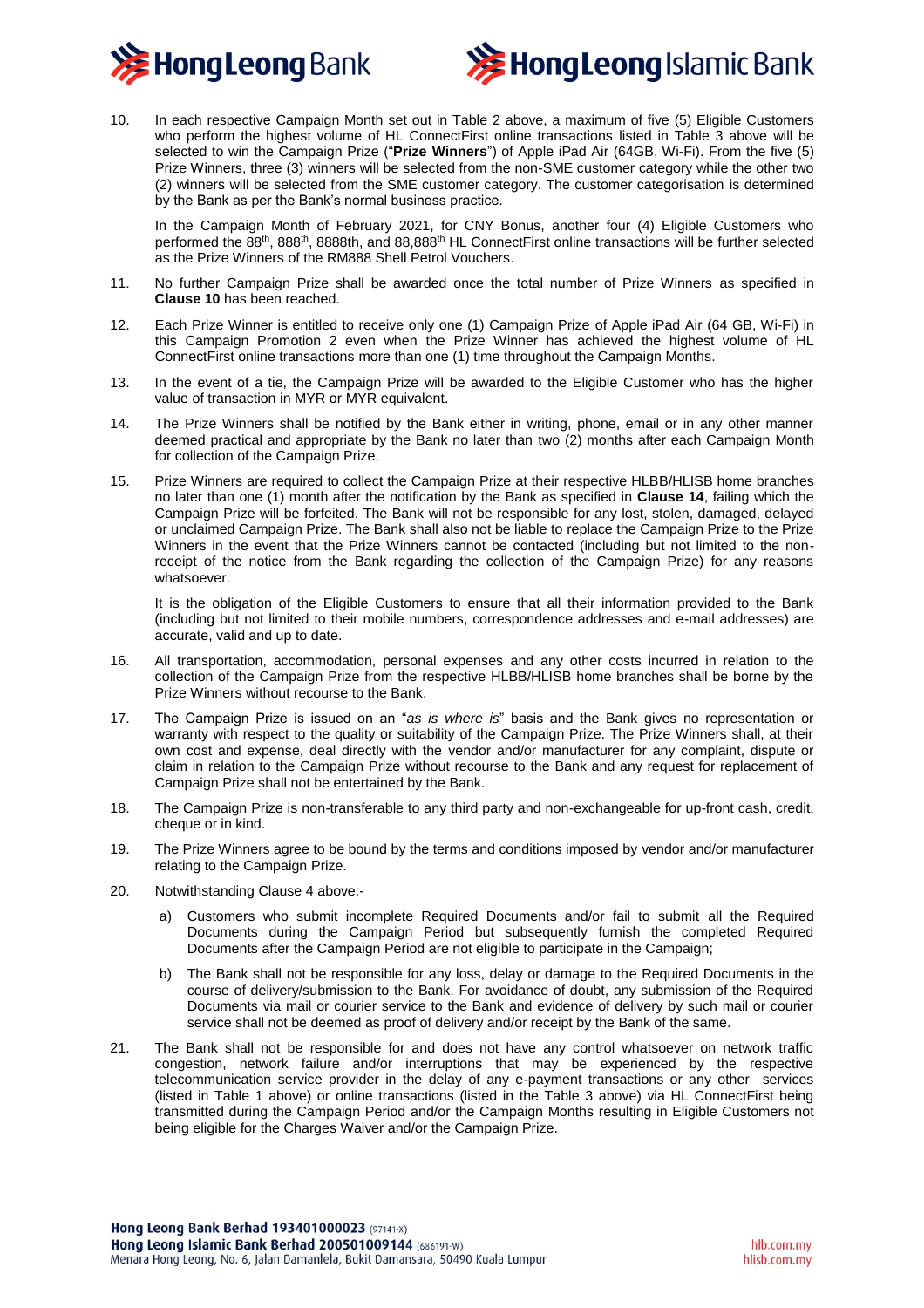10. In each respective Campaign Month set out in Table 2 above, a maximum of five (5) Eligible Customers who perform the highest volume of HL ConnectFirst online transactions listed in Table 3 above will be selected to win the Campaign Prize ("**Prize Winners**") of Apple iPad Air (64GB, Wi-Fi). From the five (5) Prize Winners, three (3) winners will be selected from the non-SME customer category while the other two (2) winners will be selected from the SME customer category. The customer categorisation is determined by the Bank as per the Bank's normal business practice.

    In the Campaign Month of February 2021, for CNY Bonus, another four (4) Eligible Customers who performed the 88th, 888th, 8888th, and 88,888th HL ConnectFirst online transactions will be further selected as the Prize Winners of the RM888 Shell Petrol Vouchers.

11. No further Campaign Prize shall be awarded once the total number of Prize Winners as specified in **Clause 10** has been reached.

12. Each Prize Winner is entitled to receive only one (1) Campaign Prize of Apple iPad Air (64 GB, Wi-Fi) in this Campaign Promotion 2 even when the Prize Winner has achieved the highest volume of HL ConnectFirst online transactions more than one (1) time throughout the Campaign Months.

13. In the event of a tie, the Campaign Prize will be awarded to the Eligible Customer who has the higher value of transaction in MYR or MYR equivalent.

14. The Prize Winners shall be notified by the Bank either in writing, phone, email or in any other manner deemed practical and appropriate by the Bank no later than two (2) months after each Campaign Month for collection of the Campaign Prize.

15. Prize Winners are required to collect the Campaign Prize at their respective HLBB/HLISB home branches no later than one (1) month after the notification by the Bank as specified in **Clause 14**, failing which the Campaign Prize will be forfeited. The Bank will not be responsible for any lost, stolen, damaged, delayed or unclaimed Campaign Prize. The Bank shall also not be liable to replace the Campaign Prize to the Prize Winners in the event that the Prize Winners cannot be contacted (including but not limited to the non-receipt of the notice from the Bank regarding the collection of the Campaign Prize) for any reasons whatsoever.

    It is the obligation of the Eligible Customers to ensure that all their information provided to the Bank (including but not limited to their mobile numbers, correspondence addresses and e-mail addresses) are accurate, valid and up to date.

16. All transportation, accommodation, personal expenses and any other costs incurred in relation to the collection of the Campaign Prize from the respective HLBB/HLISB home branches shall be borne by the Prize Winners without recourse to the Bank.

17. The Campaign Prize is issued on an "*as is where is*" basis and the Bank gives no representation or warranty with respect to the quality or suitability of the Campaign Prize. The Prize Winners shall, at their own cost and expense, deal directly with the vendor and/or manufacturer for any complaint, dispute or claim in relation to the Campaign Prize without recourse to the Bank and any request for replacement of Campaign Prize shall not be entertained by the Bank.

18. The Campaign Prize is non-transferable to any third party and non-exchangeable for up-front cash, credit, cheque or in kind.

19. The Prize Winners agree to be bound by the terms and conditions imposed by vendor and/or manufacturer relating to the Campaign Prize.

20. Notwithstanding Clause 4 above:-

    a) Customers who submit incomplete Required Documents and/or fail to submit all the Required Documents during the Campaign Period but subsequently furnish the completed Required Documents after the Campaign Period are not eligible to participate in the Campaign;

    b) The Bank shall not be responsible for any loss, delay or damage to the Required Documents in the course of delivery/submission to the Bank. For avoidance of doubt, any submission of the Required Documents via mail or courier service to the Bank and evidence of delivery by such mail or courier service shall not be deemed as proof of delivery and/or receipt by the Bank of the same.

21. The Bank shall not be responsible for and does not have any control whatsoever on network traffic congestion, network failure and/or interruptions that may be experienced by the respective telecommunication service provider in the delay of any e-payment transactions or any other services (listed in Table 1 above) or online transactions (listed in the Table 3 above) via HL ConnectFirst being transmitted during the Campaign Period and/or the Campaign Months resulting in Eligible Customers not being eligible for the Charges Waiver and/or the Campaign Prize.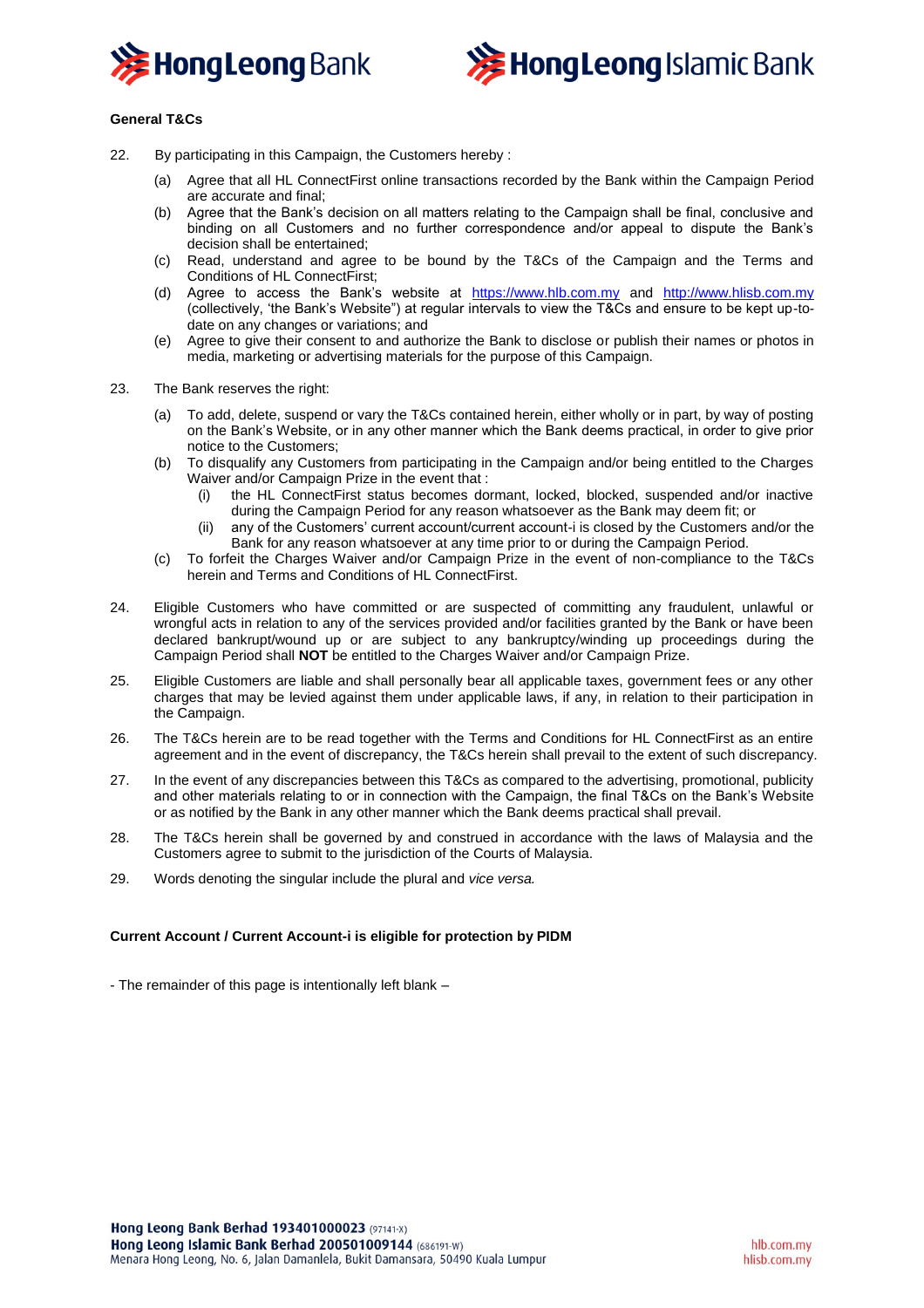**General T&Cs**

22. By participating in this Campaign, the Customers hereby :

    (a) Agree that all HL ConnectFirst online transactions recorded by the Bank within the Campaign Period are accurate and final;
    (b) Agree that the Bank's decision on all matters relating to the Campaign shall be final, conclusive and binding on all Customers and no further correspondence and/or appeal to dispute the Bank's decision shall be entertained;
    (c) Read, understand and agree to be bound by the T&Cs of the Campaign and the Terms and Conditions of HL ConnectFirst;
    (d) Agree to access the Bank's website at https://www.hlb.com.my and http://www.hlisb.com.my (collectively, 'the Bank's Website") at regular intervals to view the T&Cs and ensure to be kept up-to-date on any changes or variations; and
    (e) Agree to give their consent to and authorize the Bank to disclose or publish their names or photos in media, marketing or advertising materials for the purpose of this Campaign.

23. The Bank reserves the right:

    (a) To add, delete, suspend or vary the T&Cs contained herein, either wholly or in part, by way of posting on the Bank's Website, or in any other manner which the Bank deems practical, in order to give prior notice to the Customers;
    (b) To disqualify any Customers from participating in the Campaign and/or being entitled to the Charges Waiver and/or Campaign Prize in the event that :
        (i) the HL ConnectFirst status becomes dormant, locked, blocked, suspended and/or inactive during the Campaign Period for any reason whatsoever as the Bank may deem fit; or
        (ii) any of the Customers' current account/current account-i is closed by the Customers and/or the Bank for any reason whatsoever at any time prior to or during the Campaign Period.
    (c) To forfeit the Charges Waiver and/or Campaign Prize in the event of non-compliance to the T&Cs herein and Terms and Conditions of HL ConnectFirst.

24. Eligible Customers who have committed or are suspected of committing any fraudulent, unlawful or wrongful acts in relation to any of the services provided and/or facilities granted by the Bank or have been declared bankrupt/wound up or are subject to any bankruptcy/winding up proceedings during the Campaign Period shall **NOT** be entitled to the Charges Waiver and/or Campaign Prize.

25. Eligible Customers are liable and shall personally bear all applicable taxes, government fees or any other charges that may be levied against them under applicable laws, if any, in relation to their participation in the Campaign.

26. The T&Cs herein are to be read together with the Terms and Conditions for HL ConnectFirst as an entire agreement and in the event of discrepancy, the T&Cs herein shall prevail to the extent of such discrepancy.

27. In the event of any discrepancies between this T&Cs as compared to the advertising, promotional, publicity and other materials relating to or in connection with the Campaign, the final T&Cs on the Bank's Website or as notified by the Bank in any other manner which the Bank deems practical shall prevail.

28. The T&Cs herein shall be governed by and construed in accordance with the laws of Malaysia and the Customers agree to submit to the jurisdiction of the Courts of Malaysia.

29. Words denoting the singular include the plural and *vice versa.*

**Current Account / Current Account-i is eligible for protection by PIDM**

- The remainder of this page is intentionally left blank –